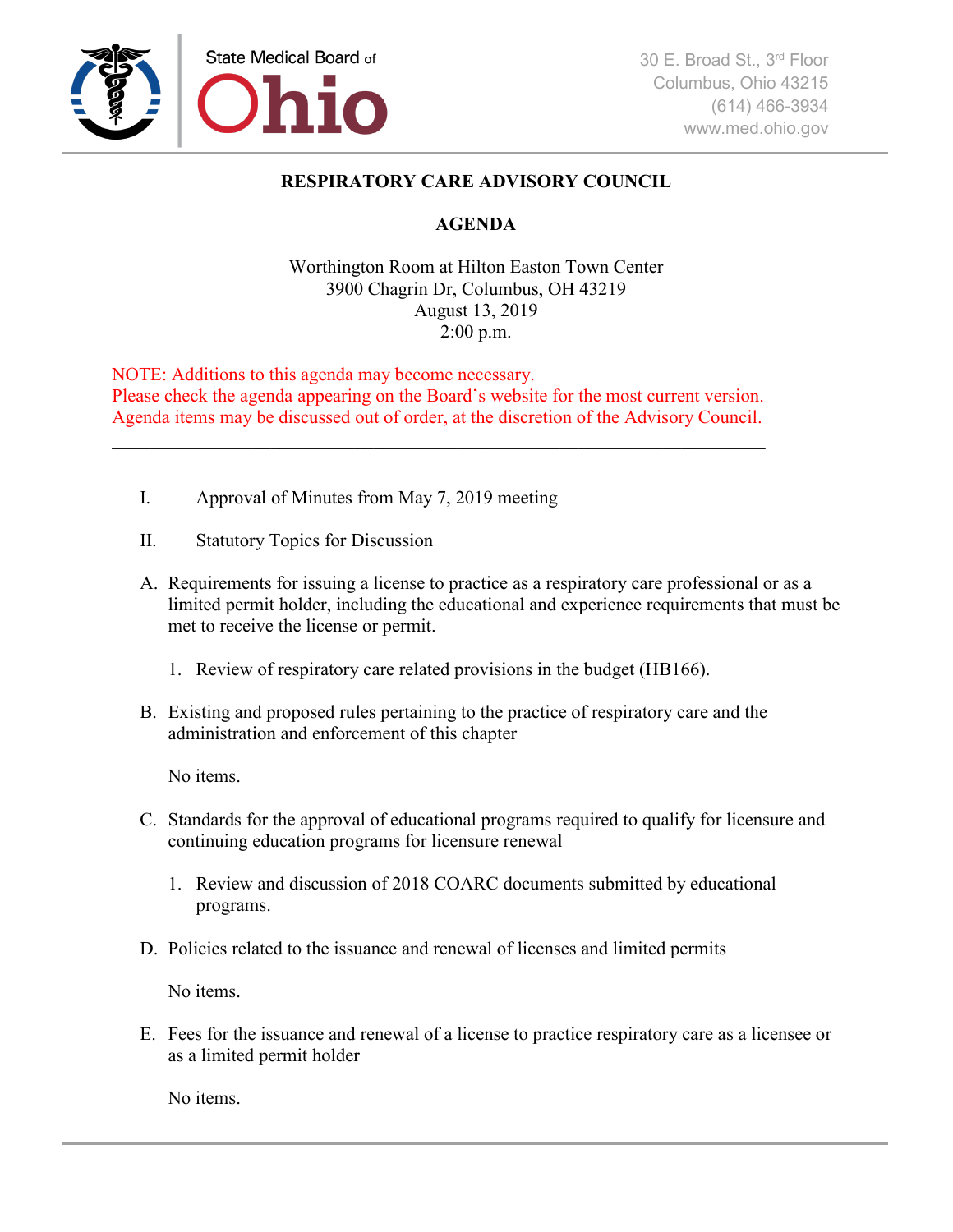State Medical Board of Ohio

30 E. Broad St., 3rd Floor
Columbus, Ohio 43215
(614) 466-3934
www.med.ohio.gov

# RESPIRATORY CARE ADVISORY COUNCIL

## AGENDA

Worthington Room at Hilton Easton Town Center
3900 Chagrin Dr, Columbus, OH 43219
August 13, 2019
2:00 p.m.

NOTE: Additions to this agenda may become necessary.
Please check the agenda appearing on the Board's website for the most current version.
Agenda items may be discussed out of order, at the discretion of the Advisory Council.

---

I. Approval of Minutes from May 7, 2019 meeting

II. Statutory Topics for Discussion

A. Requirements for issuing a license to practice as a respiratory care professional or as a limited permit holder, including the educational and experience requirements that must be met to receive the license or permit.

   1. Review of respiratory care related provisions in the budget (HB166).

B. Existing and proposed rules pertaining to the practice of respiratory care and the administration and enforcement of this chapter

   No items.

C. Standards for the approval of educational programs required to qualify for licensure and continuing education programs for licensure renewal

   1. Review and discussion of 2018 COARC documents submitted by educational programs.

D. Policies related to the issuance and renewal of licenses and limited permits

   No items.

E. Fees for the issuance and renewal of a license to practice respiratory care as a licensee or as a limited permit holder

   No items.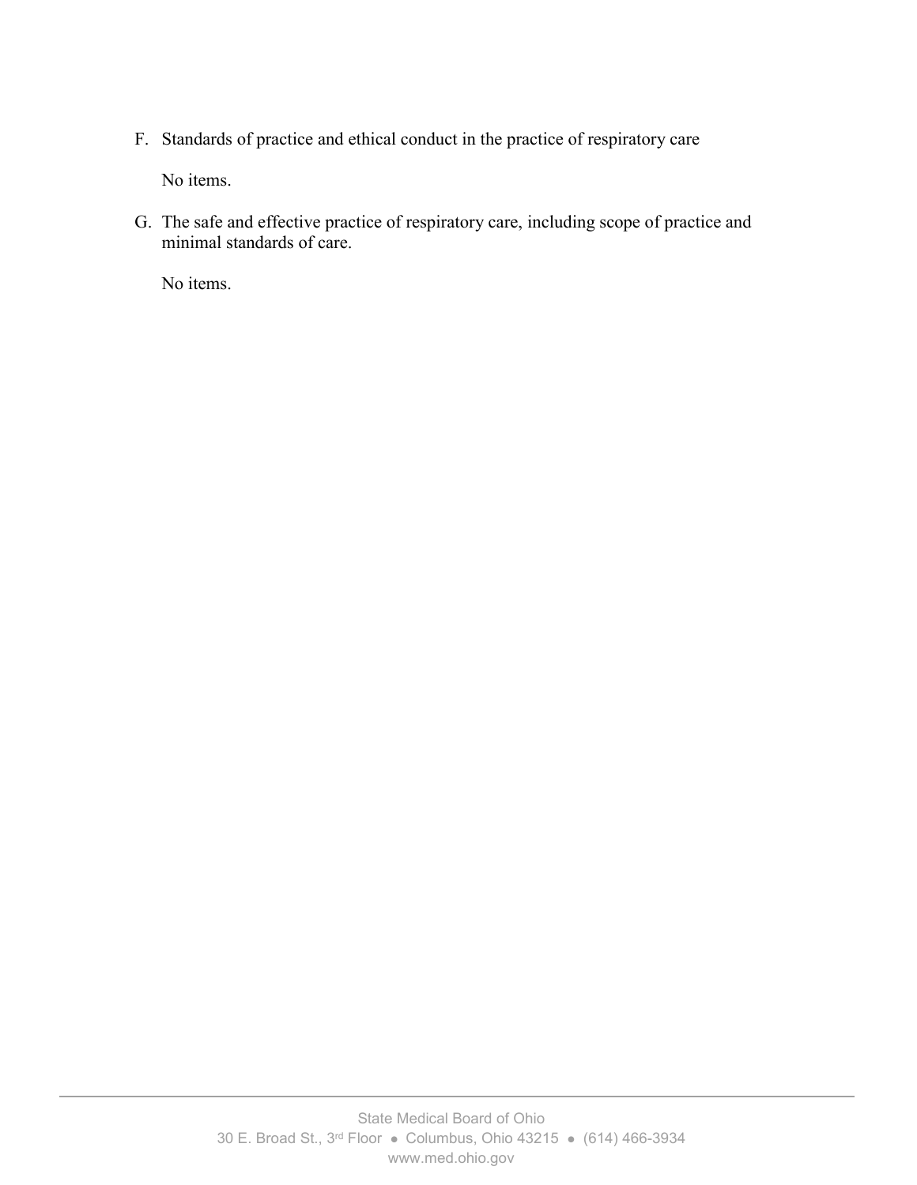F. Standards of practice and ethical conduct in the practice of respiratory care

   No items.

G. The safe and effective practice of respiratory care, including scope of practice and minimal standards of care.

   No items.